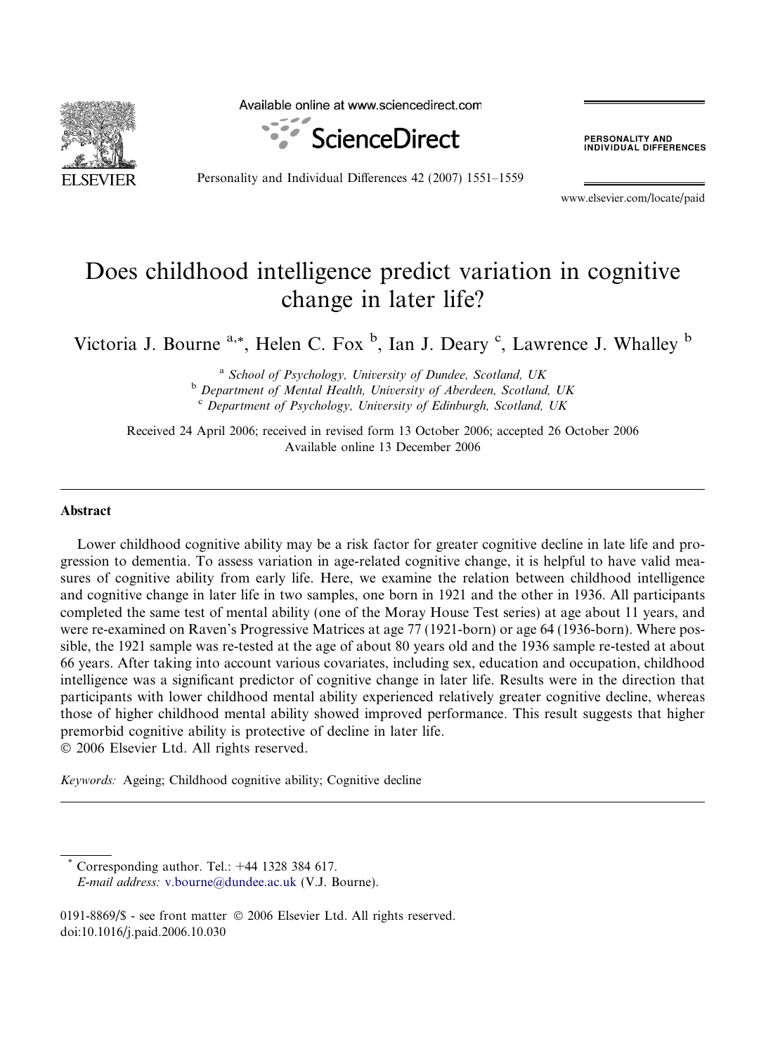# Does childhood intelligence predict variation in cognitive change in later life?

Victoria J. Bourne [a,*], Helen C. Fox [b], Ian J. Deary [c], Lawrence J. Whalley [b]

[a] *School of Psychology, University of Dundee, Scotland, UK*
[b] *Department of Mental Health, University of Aberdeen, Scotland, UK*
[c] *Department of Psychology, University of Edinburgh, Scotland, UK*

Received 24 April 2006; received in revised form 13 October 2006; accepted 26 October 2006
Available online 13 December 2006

## Abstract

Lower childhood cognitive ability may be a risk factor for greater cognitive decline in late life and progression to dementia. To assess variation in age-related cognitive change, it is helpful to have valid measures of cognitive ability from early life. Here, we examine the relation between childhood intelligence and cognitive change in later life in two samples, one born in 1921 and the other in 1936. All participants completed the same test of mental ability (one of the Moray House Test series) at age about 11 years, and were re-examined on Raven's Progressive Matrices at age 77 (1921-born) or age 64 (1936-born). Where possible, the 1921 sample was re-tested at the age of about 80 years old and the 1936 sample re-tested at about 66 years. After taking into account various covariates, including sex, education and occupation, childhood intelligence was a significant predictor of cognitive change in later life. Results were in the direction that participants with lower childhood mental ability experienced relatively greater cognitive decline, whereas those of higher childhood mental ability showed improved performance. This result suggests that higher premorbid cognitive ability is protective of decline in later life.
© 2006 Elsevier Ltd. All rights reserved.

*Keywords:* Ageing; Childhood cognitive ability; Cognitive decline

---

\* Corresponding author. Tel.: +44 1328 384 617.
*E-mail address:* v.bourne@dundee.ac.uk (V.J. Bourne).

0191-8869/$ - see front matter © 2006 Elsevier Ltd. All rights reserved.
doi:10.1016/j.paid.2006.10.030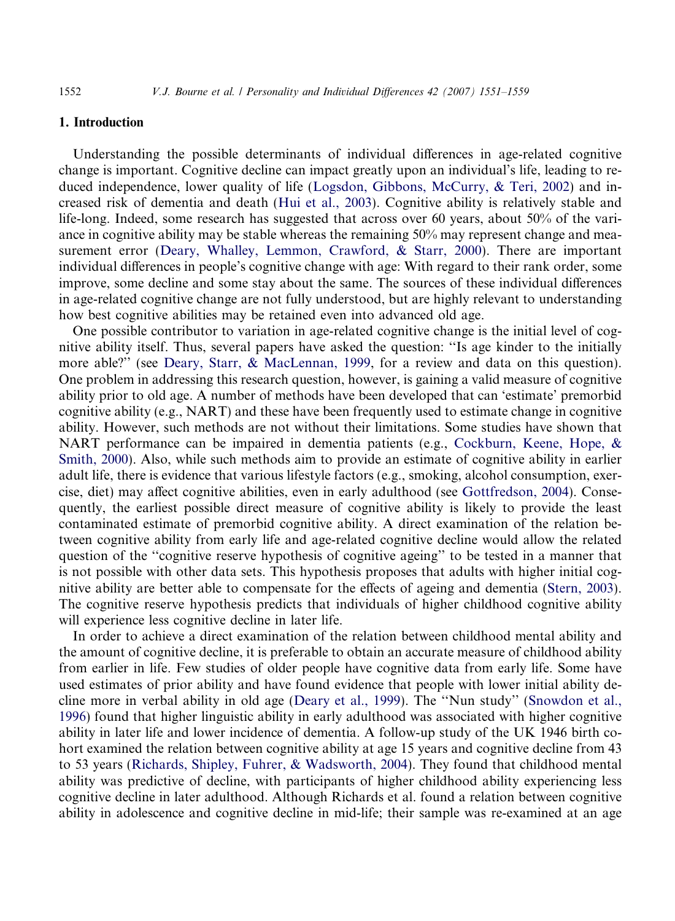## 1. Introduction

Understanding the possible determinants of individual differences in age-related cognitive change is important. Cognitive decline can impact greatly upon an individual's life, leading to reduced independence, lower quality of life (Logsdon, Gibbons, McCurry, & Teri, 2002) and increased risk of dementia and death (Hui et al., 2003). Cognitive ability is relatively stable and life-long. Indeed, some research has suggested that across over 60 years, about 50% of the variance in cognitive ability may be stable whereas the remaining 50% may represent change and measurement error (Deary, Whalley, Lemmon, Crawford, & Starr, 2000). There are important individual differences in people's cognitive change with age: With regard to their rank order, some improve, some decline and some stay about the same. The sources of these individual differences in age-related cognitive change are not fully understood, but are highly relevant to understanding how best cognitive abilities may be retained even into advanced old age.

One possible contributor to variation in age-related cognitive change is the initial level of cognitive ability itself. Thus, several papers have asked the question: "Is age kinder to the initially more able?" (see Deary, Starr, & MacLennan, 1999, for a review and data on this question). One problem in addressing this research question, however, is gaining a valid measure of cognitive ability prior to old age. A number of methods have been developed that can 'estimate' premorbid cognitive ability (e.g., NART) and these have been frequently used to estimate change in cognitive ability. However, such methods are not without their limitations. Some studies have shown that NART performance can be impaired in dementia patients (e.g., Cockburn, Keene, Hope, & Smith, 2000). Also, while such methods aim to provide an estimate of cognitive ability in earlier adult life, there is evidence that various lifestyle factors (e.g., smoking, alcohol consumption, exercise, diet) may affect cognitive abilities, even in early adulthood (see Gottfredson, 2004). Consequently, the earliest possible direct measure of cognitive ability is likely to provide the least contaminated estimate of premorbid cognitive ability. A direct examination of the relation between cognitive ability from early life and age-related cognitive decline would allow the related question of the "cognitive reserve hypothesis of cognitive ageing" to be tested in a manner that is not possible with other data sets. This hypothesis proposes that adults with higher initial cognitive ability are better able to compensate for the effects of ageing and dementia (Stern, 2003). The cognitive reserve hypothesis predicts that individuals of higher childhood cognitive ability will experience less cognitive decline in later life.

In order to achieve a direct examination of the relation between childhood mental ability and the amount of cognitive decline, it is preferable to obtain an accurate measure of childhood ability from earlier in life. Few studies of older people have cognitive data from early life. Some have used estimates of prior ability and have found evidence that people with lower initial ability decline more in verbal ability in old age (Deary et al., 1999). The "Nun study" (Snowdon et al., 1996) found that higher linguistic ability in early adulthood was associated with higher cognitive ability in later life and lower incidence of dementia. A follow-up study of the UK 1946 birth cohort examined the relation between cognitive ability at age 15 years and cognitive decline from 43 to 53 years (Richards, Shipley, Fuhrer, & Wadsworth, 2004). They found that childhood mental ability was predictive of decline, with participants of higher childhood ability experiencing less cognitive decline in later adulthood. Although Richards et al. found a relation between cognitive ability in adolescence and cognitive decline in mid-life; their sample was re-examined at an age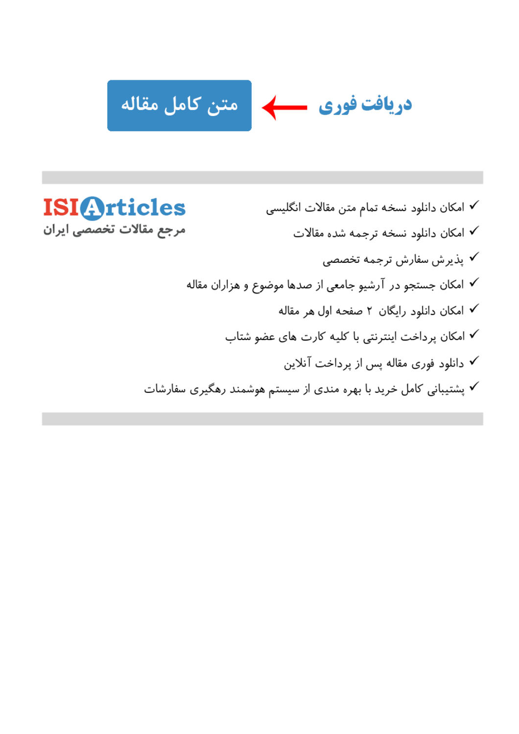**دریافت فوری ← متن کامل مقاله**

**ISIArticles**
مرجع مقالات تخصصی ایران

- ✓ امکان دانلود نسخه تمام متن مقالات انگلیسی
- ✓ امکان دانلود نسخه ترجمه شده مقالات
- ✓ پذیرش سفارش ترجمه تخصصی
- ✓ امکان جستجو در آرشیو جامعی از صدها موضوع و هزاران مقاله
- ✓ امکان دانلود رایگان ۲ صفحه اول هر مقاله
- ✓ امکان پرداخت اینترنتی با کلیه کارت های عضو شتاب
- ✓ دانلود فوری مقاله پس از پرداخت آنلاین
- ✓ پشتیبانی کامل خرید با بهره مندی از سیستم هوشمند رهگیری سفارشات